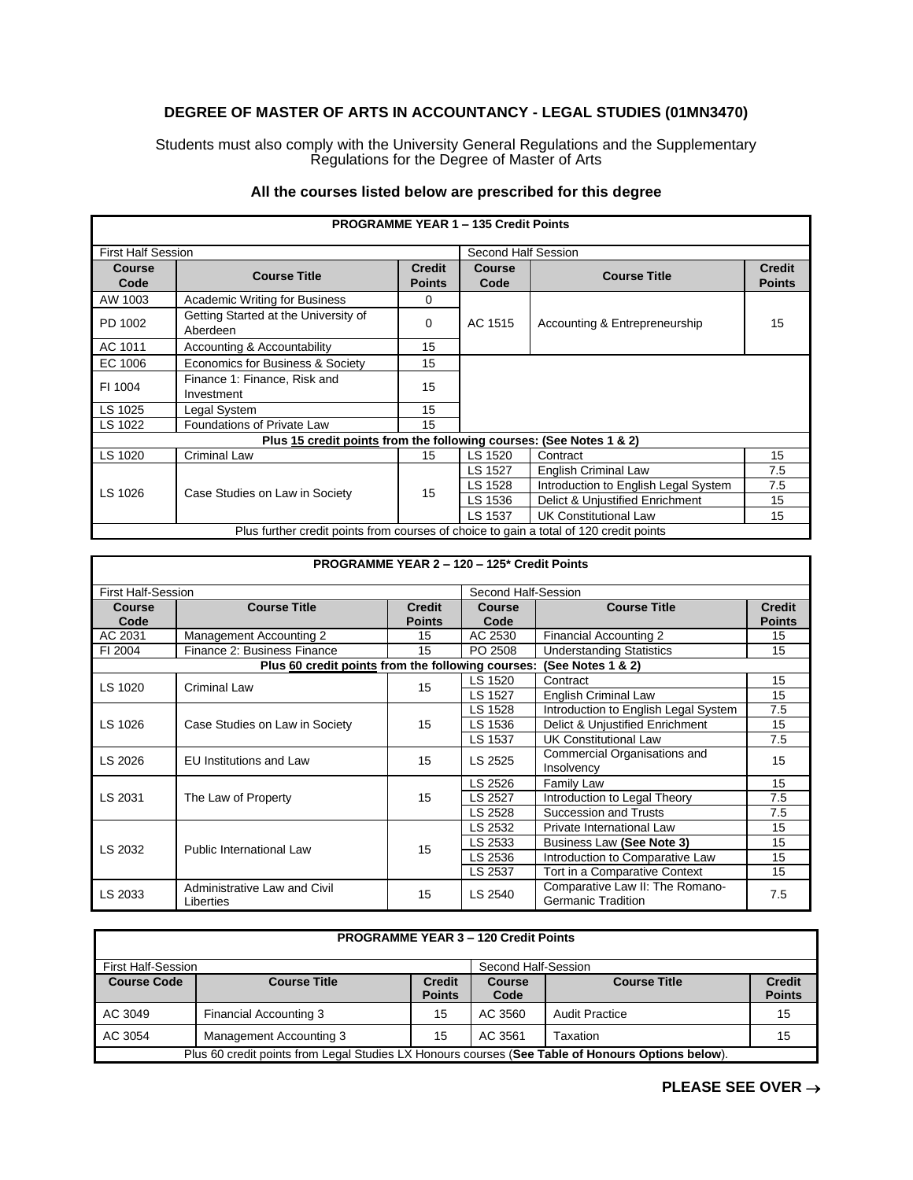# DEGREE OF MASTER OF ARTS IN ACCOUNTANCY - LEGAL STUDIES (01MN3470)

Students must also comply with the University General Regulations and the Supplementary Regulations for the Degree of Master of Arts

**All the courses listed below are prescribed for this degree**

| **PROGRAMME YEAR 1 – 135 Credit Points** | | | | | |
|---|---|---|---|---|---|
| First Half Session | | | Second Half Session | | |
| **Course Code** | **Course Title** | **Credit Points** | **Course Code** | **Course Title** | **Credit Points** |
| AW 1003 | Academic Writing for Business | 0 | AC 1515 | Accounting & Entrepreneurship | 15 |
| PD 1002 | Getting Started at the University of Aberdeen | 0 | | | |
| AC 1011 | Accounting & Accountability | 15 | | | |
| EC 1006 | Economics for Business & Society | 15 | | | |
| FI 1004 | Finance 1: Finance, Risk and Investment | 15 | | | |
| LS 1025 | Legal System | 15 | | | |
| LS 1022 | Foundations of Private Law | 15 | | | |
| **Plus 15 credit points from the following courses: (See Notes 1 & 2)** | | | | | |
| LS 1020 | Criminal Law | 15 | LS 1520 | Contract | 15 |
| LS 1026 | Case Studies on Law in Society | 15 | LS 1527 | English Criminal Law | 7.5 |
| | | | LS 1528 | Introduction to English Legal System | 7.5 |
| | | | LS 1536 | Delict & Unjustified Enrichment | 15 |
| | | | LS 1537 | UK Constitutional Law | 15 |
| Plus further credit points from courses of choice to gain a total of 120 credit points | | | | | |

| **PROGRAMME YEAR 2 – 120 – 125* Credit Points** | | | | | |
|---|---|---|---|---|---|
| First Half-Session | | | Second Half-Session | | |
| **Course Code** | **Course Title** | **Credit Points** | **Course Code** | **Course Title** | **Credit Points** |
| AC 2031 | Management Accounting 2 | 15 | AC 2530 | Financial Accounting 2 | 15 |
| FI 2004 | Finance 2: Business Finance | 15 | PO 2508 | Understanding Statistics | 15 |
| **Plus 60 credit points from the following courses: (See Notes 1 & 2)** | | | | | |
| LS 1020 | Criminal Law | 15 | LS 1520 | Contract | 15 |
| | | | LS 1527 | English Criminal Law | 15 |
| LS 1026 | Case Studies on Law in Society | 15 | LS 1528 | Introduction to English Legal System | 7.5 |
| | | | LS 1536 | Delict & Unjustified Enrichment | 15 |
| | | | LS 1537 | UK Constitutional Law | 7.5 |
| LS 2026 | EU Institutions and Law | 15 | LS 2525 | Commercial Organisations and Insolvency | 15 |
| LS 2031 | The Law of Property | 15 | LS 2526 | Family Law | 15 |
| | | | LS 2527 | Introduction to Legal Theory | 7.5 |
| | | | LS 2528 | Succession and Trusts | 7.5 |
| LS 2032 | Public International Law | 15 | LS 2532 | Private International Law | 15 |
| | | | LS 2533 | Business Law **(See Note 3)** | 15 |
| | | | LS 2536 | Introduction to Comparative Law | 15 |
| | | | LS 2537 | Tort in a Comparative Context | 15 |
| LS 2033 | Administrative Law and Civil Liberties | 15 | LS 2540 | Comparative Law II: The Romano-Germanic Tradition | 7.5 |

| **PROGRAMME YEAR 3 – 120 Credit Points** | | | | | |
|---|---|---|---|---|---|
| First Half-Session | | | Second Half-Session | | |
| **Course Code** | **Course Title** | **Credit Points** | **Course Code** | **Course Title** | **Credit Points** |
| AC 3049 | Financial Accounting 3 | 15 | AC 3560 | Audit Practice | 15 |
| AC 3054 | Management Accounting 3 | 15 | AC 3561 | Taxation | 15 |
| Plus 60 credit points from Legal Studies LX Honours courses (**See Table of Honours Options below**). | | | | | |

**PLEASE SEE OVER →**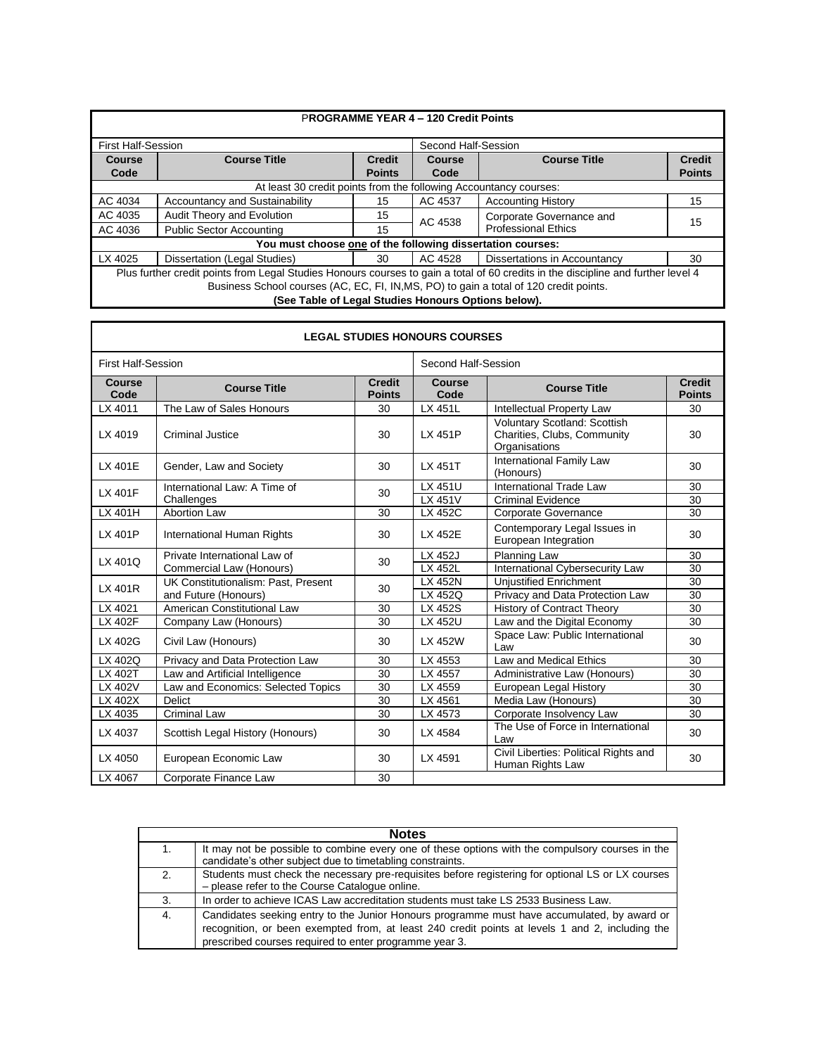| PROGRAMME YEAR 4 – 120 Credit Points | | | | | |
|---|---|---|---|---|---|
| First Half-Session | | | Second Half-Session | | |
| **Course Code** | **Course Title** | **Credit Points** | **Course Code** | **Course Title** | **Credit Points** |
| At least 30 credit points from the following Accountancy courses: | | | | | |
| AC 4034 | Accountancy and Sustainability | 15 | AC 4537 | Accounting History | 15 |
| AC 4035 | Audit Theory and Evolution | 15 | AC 4538 | Corporate Governance and Professional Ethics | 15 |
| AC 4036 | Public Sector Accounting | 15 | | | |
| **You must choose one of the following dissertation courses:** | | | | | |
| LX 4025 | Dissertation (Legal Studies) | 30 | AC 4528 | Dissertations in Accountancy | 30 |
| Plus further credit points from Legal Studies Honours courses to gain a total of 60 credits in the discipline and further level 4 Business School courses (AC, EC, FI, IN,MS, PO) to gain a total of 120 credit points. **(See Table of Legal Studies Honours Options below).** | | | | | |

| LEGAL STUDIES HONOURS COURSES | | | | | |
|---|---|---|---|---|---|
| First Half-Session | | | Second Half-Session | | |
| **Course Code** | **Course Title** | **Credit Points** | **Course Code** | **Course Title** | **Credit Points** |
| LX 4011 | The Law of Sales Honours | 30 | LX 451L | Intellectual Property Law | 30 |
| LX 4019 | Criminal Justice | 30 | LX 451P | Voluntary Scotland: Scottish Charities, Clubs, Community Organisations | 30 |
| LX 401E | Gender, Law and Society | 30 | LX 451T | International Family Law (Honours) | 30 |
| LX 401F | International Law: A Time of Challenges | 30 | LX 451U | International Trade Law | 30 |
| | | | LX 451V | Criminal Evidence | 30 |
| LX 401H | Abortion Law | 30 | LX 452C | Corporate Governance | 30 |
| LX 401P | International Human Rights | 30 | LX 452E | Contemporary Legal Issues in European Integration | 30 |
| LX 401Q | Private International Law of Commercial Law (Honours) | 30 | LX 452J | Planning Law | 30 |
| | | | LX 452L | International Cybersecurity Law | 30 |
| LX 401R | UK Constitutionalism: Past, Present and Future (Honours) | 30 | LX 452N | Unjustified Enrichment | 30 |
| | | | LX 452Q | Privacy and Data Protection Law | 30 |
| LX 4021 | American Constitutional Law | 30 | LX 452S | History of Contract Theory | 30 |
| LX 402F | Company Law (Honours) | 30 | LX 452U | Law and the Digital Economy | 30 |
| LX 402G | Civil Law (Honours) | 30 | LX 452W | Space Law: Public International Law | 30 |
| LX 402Q | Privacy and Data Protection Law | 30 | LX 4553 | Law and Medical Ethics | 30 |
| LX 402T | Law and Artificial Intelligence | 30 | LX 4557 | Administrative Law (Honours) | 30 |
| LX 402V | Law and Economics: Selected Topics | 30 | LX 4559 | European Legal History | 30 |
| LX 402X | Delict | 30 | LX 4561 | Media Law (Honours) | 30 |
| LX 4035 | Criminal Law | 30 | LX 4573 | Corporate Insolvency Law | 30 |
| LX 4037 | Scottish Legal History (Honours) | 30 | LX 4584 | The Use of Force in International Law | 30 |
| LX 4050 | European Economic Law | 30 | LX 4591 | Civil Liberties: Political Rights and Human Rights Law | 30 |
| LX 4067 | Corporate Finance Law | 30 | | | |

| Notes | |
|---|---|
| 1. | It may not be possible to combine every one of these options with the compulsory courses in the candidate's other subject due to timetabling constraints. |
| 2. | Students must check the necessary pre-requisites before registering for optional LS or LX courses – please refer to the Course Catalogue online. |
| 3. | In order to achieve ICAS Law accreditation students must take LS 2533 Business Law. |
| 4. | Candidates seeking entry to the Junior Honours programme must have accumulated, by award or recognition, or been exempted from, at least 240 credit points at levels 1 and 2, including the prescribed courses required to enter programme year 3. |